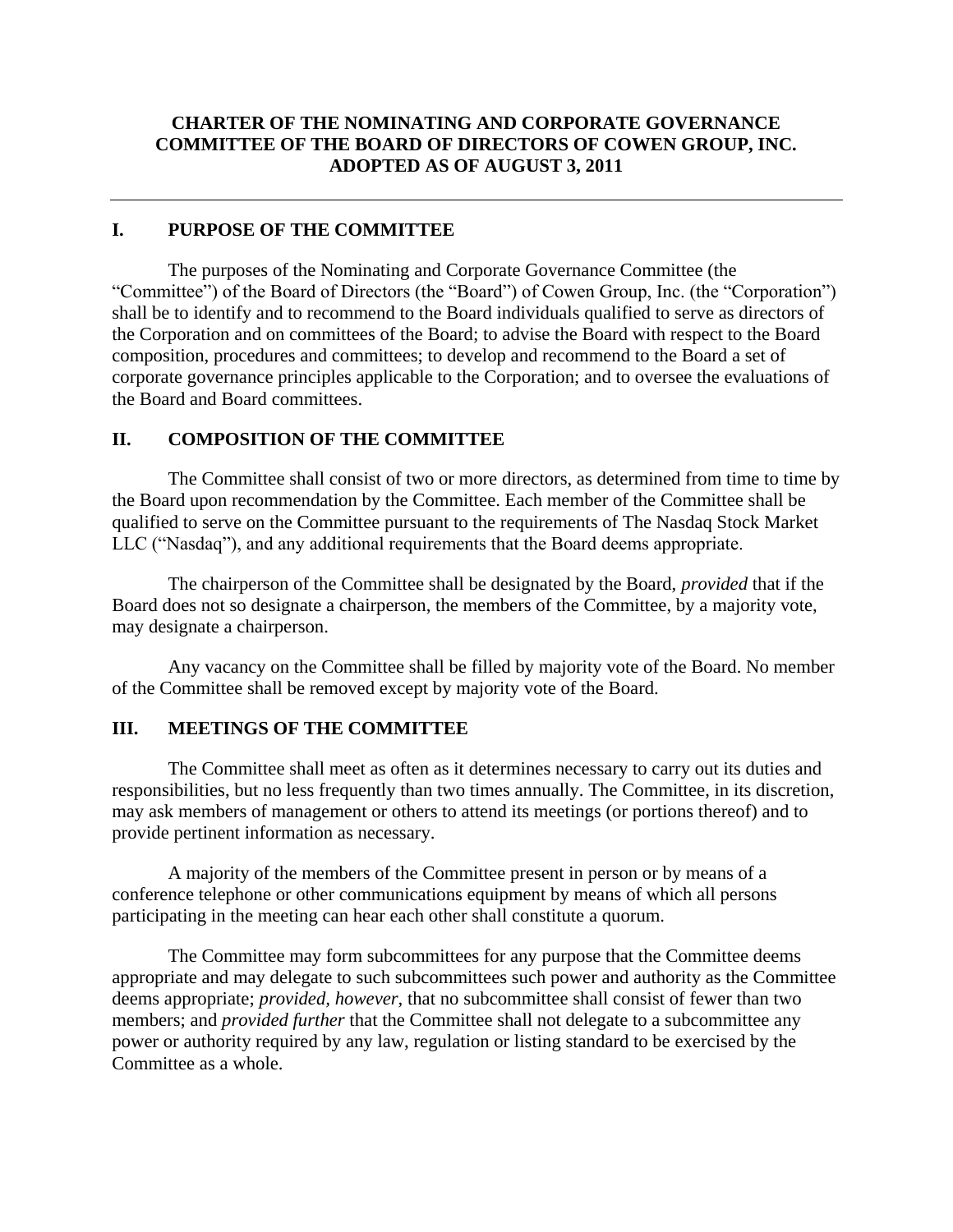# CHARTER OF THE NOMINATING AND CORPORATE GOVERNANCE COMMITTEE OF THE BOARD OF DIRECTORS OF COWEN GROUP, INC. ADOPTED AS OF AUGUST 3, 2011

---

## I. PURPOSE OF THE COMMITTEE

The purposes of the Nominating and Corporate Governance Committee (the "Committee") of the Board of Directors (the "Board") of Cowen Group, Inc. (the "Corporation") shall be to identify and to recommend to the Board individuals qualified to serve as directors of the Corporation and on committees of the Board; to advise the Board with respect to the Board composition, procedures and committees; to develop and recommend to the Board a set of corporate governance principles applicable to the Corporation; and to oversee the evaluations of the Board and Board committees.

## II. COMPOSITION OF THE COMMITTEE

The Committee shall consist of two or more directors, as determined from time to time by the Board upon recommendation by the Committee. Each member of the Committee shall be qualified to serve on the Committee pursuant to the requirements of The Nasdaq Stock Market LLC ("Nasdaq"), and any additional requirements that the Board deems appropriate.

The chairperson of the Committee shall be designated by the Board, *provided* that if the Board does not so designate a chairperson, the members of the Committee, by a majority vote, may designate a chairperson.

Any vacancy on the Committee shall be filled by majority vote of the Board. No member of the Committee shall be removed except by majority vote of the Board.

## III. MEETINGS OF THE COMMITTEE

The Committee shall meet as often as it determines necessary to carry out its duties and responsibilities, but no less frequently than two times annually. The Committee, in its discretion, may ask members of management or others to attend its meetings (or portions thereof) and to provide pertinent information as necessary.

A majority of the members of the Committee present in person or by means of a conference telephone or other communications equipment by means of which all persons participating in the meeting can hear each other shall constitute a quorum.

The Committee may form subcommittees for any purpose that the Committee deems appropriate and may delegate to such subcommittees such power and authority as the Committee deems appropriate; *provided, however,* that no subcommittee shall consist of fewer than two members; and *provided further* that the Committee shall not delegate to a subcommittee any power or authority required by any law, regulation or listing standard to be exercised by the Committee as a whole.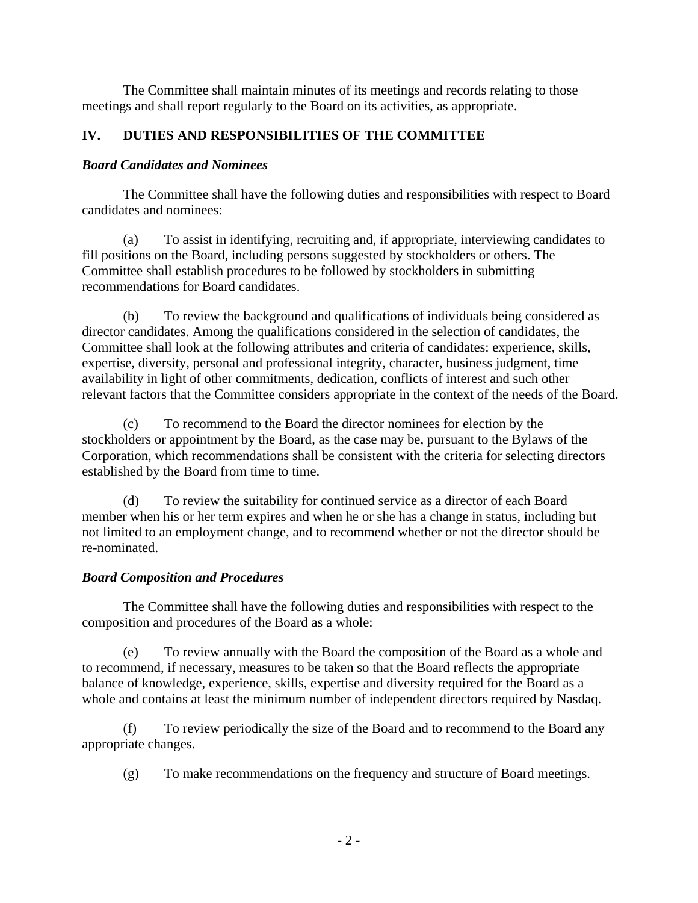The Committee shall maintain minutes of its meetings and records relating to those meetings and shall report regularly to the Board on its activities, as appropriate.

## IV. DUTIES AND RESPONSIBILITIES OF THE COMMITTEE

### *Board Candidates and Nominees*

The Committee shall have the following duties and responsibilities with respect to Board candidates and nominees:

(a) To assist in identifying, recruiting and, if appropriate, interviewing candidates to fill positions on the Board, including persons suggested by stockholders or others. The Committee shall establish procedures to be followed by stockholders in submitting recommendations for Board candidates.

(b) To review the background and qualifications of individuals being considered as director candidates. Among the qualifications considered in the selection of candidates, the Committee shall look at the following attributes and criteria of candidates: experience, skills, expertise, diversity, personal and professional integrity, character, business judgment, time availability in light of other commitments, dedication, conflicts of interest and such other relevant factors that the Committee considers appropriate in the context of the needs of the Board.

(c) To recommend to the Board the director nominees for election by the stockholders or appointment by the Board, as the case may be, pursuant to the Bylaws of the Corporation, which recommendations shall be consistent with the criteria for selecting directors established by the Board from time to time.

(d) To review the suitability for continued service as a director of each Board member when his or her term expires and when he or she has a change in status, including but not limited to an employment change, and to recommend whether or not the director should be re-nominated.

### *Board Composition and Procedures*

The Committee shall have the following duties and responsibilities with respect to the composition and procedures of the Board as a whole:

(e) To review annually with the Board the composition of the Board as a whole and to recommend, if necessary, measures to be taken so that the Board reflects the appropriate balance of knowledge, experience, skills, expertise and diversity required for the Board as a whole and contains at least the minimum number of independent directors required by Nasdaq.

(f) To review periodically the size of the Board and to recommend to the Board any appropriate changes.

(g) To make recommendations on the frequency and structure of Board meetings.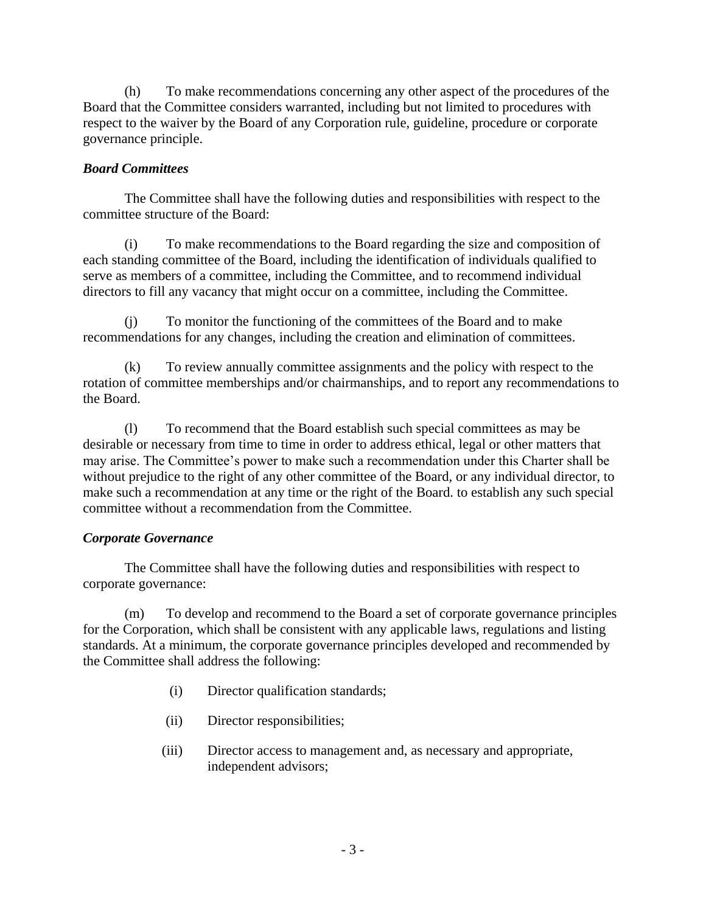(h) To make recommendations concerning any other aspect of the procedures of the Board that the Committee considers warranted, including but not limited to procedures with respect to the waiver by the Board of any Corporation rule, guideline, procedure or corporate governance principle.

***Board Committees***

The Committee shall have the following duties and responsibilities with respect to the committee structure of the Board:

(i) To make recommendations to the Board regarding the size and composition of each standing committee of the Board, including the identification of individuals qualified to serve as members of a committee, including the Committee, and to recommend individual directors to fill any vacancy that might occur on a committee, including the Committee.

(j) To monitor the functioning of the committees of the Board and to make recommendations for any changes, including the creation and elimination of committees.

(k) To review annually committee assignments and the policy with respect to the rotation of committee memberships and/or chairmanships, and to report any recommendations to the Board.

(l) To recommend that the Board establish such special committees as may be desirable or necessary from time to time in order to address ethical, legal or other matters that may arise. The Committee's power to make such a recommendation under this Charter shall be without prejudice to the right of any other committee of the Board, or any individual director, to make such a recommendation at any time or the right of the Board. to establish any such special committee without a recommendation from the Committee.

***Corporate Governance***

The Committee shall have the following duties and responsibilities with respect to corporate governance:

(m) To develop and recommend to the Board a set of corporate governance principles for the Corporation, which shall be consistent with any applicable laws, regulations and listing standards. At a minimum, the corporate governance principles developed and recommended by the Committee shall address the following:

- (i) Director qualification standards;
- (ii) Director responsibilities;
- (iii) Director access to management and, as necessary and appropriate, independent advisors;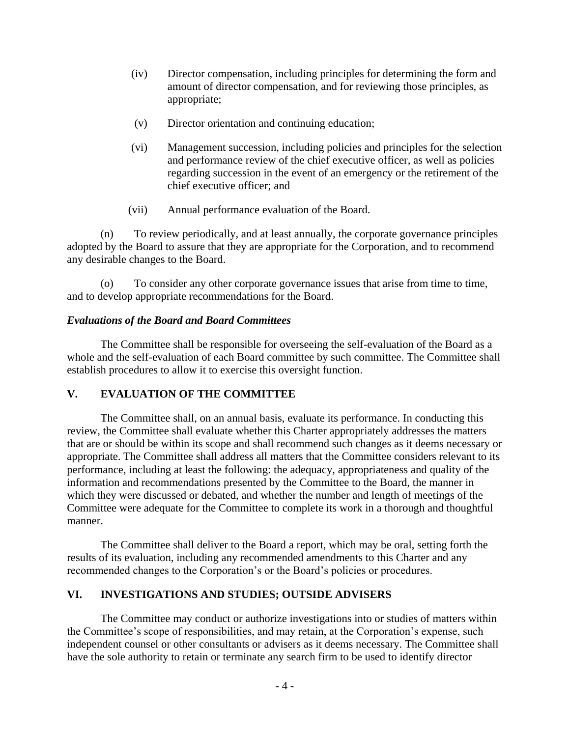(iv) Director compensation, including principles for determining the form and amount of director compensation, and for reviewing those principles, as appropriate;

(v) Director orientation and continuing education;

(vi) Management succession, including policies and principles for the selection and performance review of the chief executive officer, as well as policies regarding succession in the event of an emergency or the retirement of the chief executive officer; and

(vii) Annual performance evaluation of the Board.

(n) To review periodically, and at least annually, the corporate governance principles adopted by the Board to assure that they are appropriate for the Corporation, and to recommend any desirable changes to the Board.

(o) To consider any other corporate governance issues that arise from time to time, and to develop appropriate recommendations for the Board.

***Evaluations of the Board and Board Committees***

The Committee shall be responsible for overseeing the self-evaluation of the Board as a whole and the self-evaluation of each Board committee by such committee. The Committee shall establish procedures to allow it to exercise this oversight function.

## V. EVALUATION OF THE COMMITTEE

The Committee shall, on an annual basis, evaluate its performance. In conducting this review, the Committee shall evaluate whether this Charter appropriately addresses the matters that are or should be within its scope and shall recommend such changes as it deems necessary or appropriate. The Committee shall address all matters that the Committee considers relevant to its performance, including at least the following: the adequacy, appropriateness and quality of the information and recommendations presented by the Committee to the Board, the manner in which they were discussed or debated, and whether the number and length of meetings of the Committee were adequate for the Committee to complete its work in a thorough and thoughtful manner.

The Committee shall deliver to the Board a report, which may be oral, setting forth the results of its evaluation, including any recommended amendments to this Charter and any recommended changes to the Corporation's or the Board's policies or procedures.

## VI. INVESTIGATIONS AND STUDIES; OUTSIDE ADVISERS

The Committee may conduct or authorize investigations into or studies of matters within the Committee's scope of responsibilities, and may retain, at the Corporation's expense, such independent counsel or other consultants or advisers as it deems necessary. The Committee shall have the sole authority to retain or terminate any search firm to be used to identify director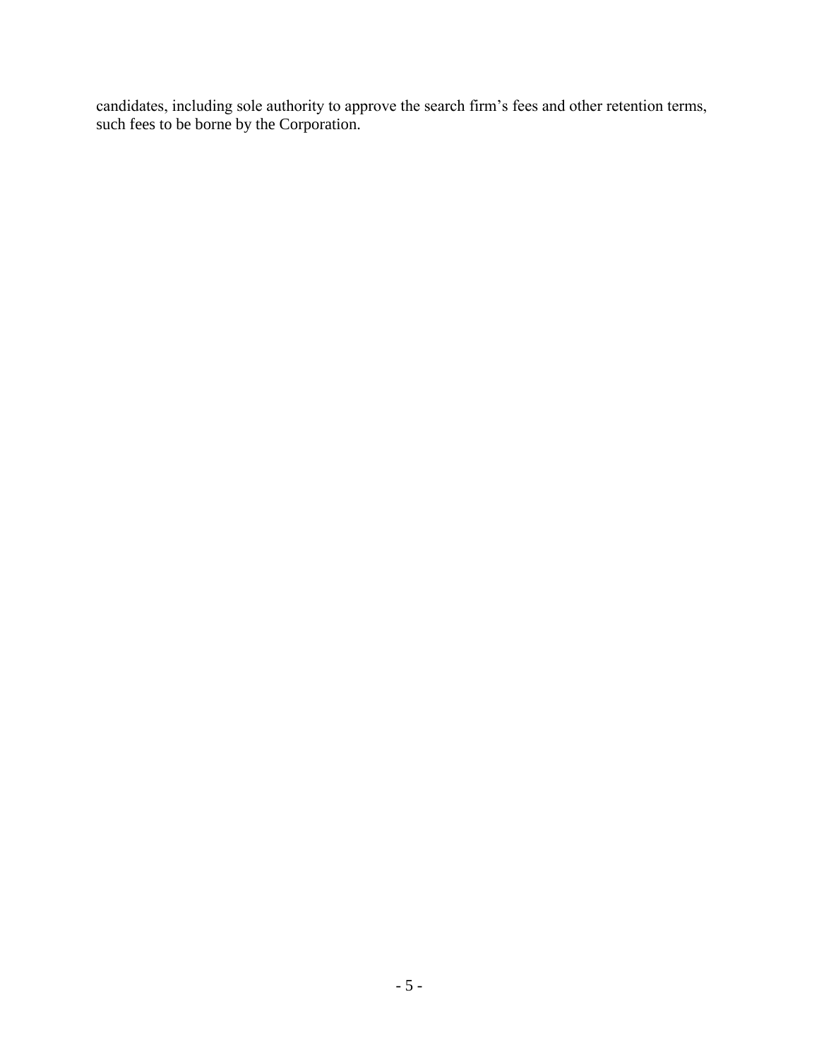candidates, including sole authority to approve the search firm's fees and other retention terms, such fees to be borne by the Corporation.